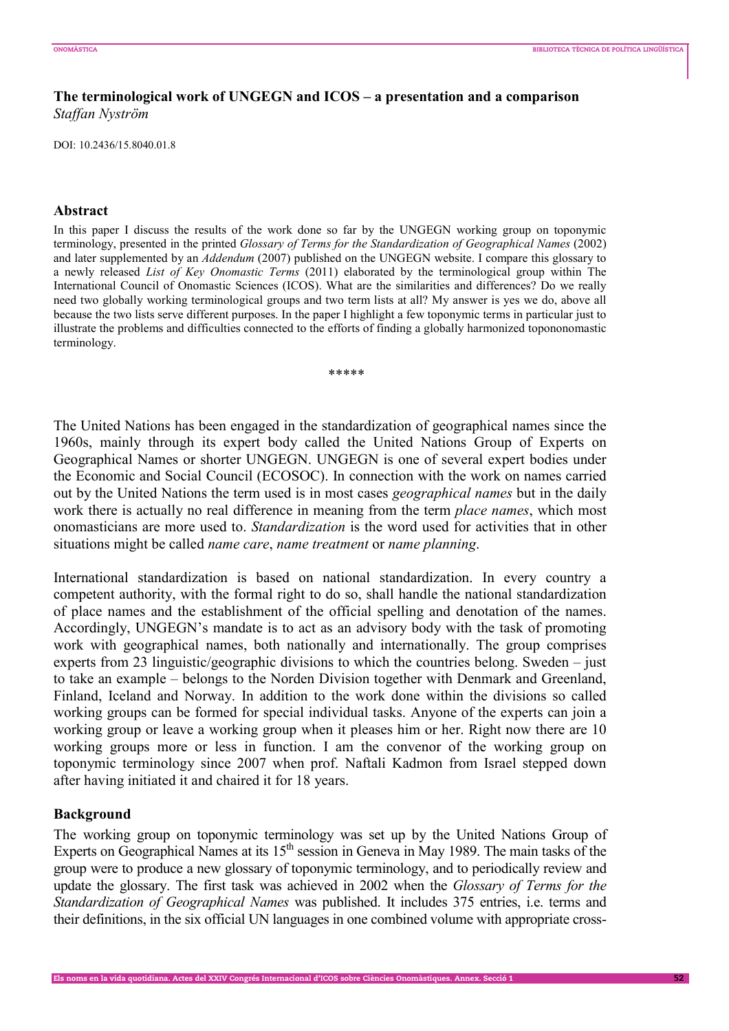# The terminological work of UNGEGN and ICOS – a presentation and a comparison

*Staffan Nyström*

DOI: 10.2436/15.8040.01.8

## Abstract

In this paper I discuss the results of the work done so far by the UNGEGN working group on toponymic terminology, presented in the printed *Glossary of Terms for the Standardization of Geographical Names* (2002) and later supplemented by an *Addendum* (2007) published on the UNGEGN website. I compare this glossary to a newly released *List of Key Onomastic Terms* (2011) elaborated by the terminological group within The International Council of Onomastic Sciences (ICOS). What are the similarities and differences? Do we really need two globally working terminological groups and two term lists at all? My answer is yes we do, above all because the two lists serve different purposes. In the paper I highlight a few toponymic terms in particular just to illustrate the problems and difficulties connected to the efforts of finding a globally harmonized topononomastic terminology.

\*\*\*\*\*

The United Nations has been engaged in the standardization of geographical names since the 1960s, mainly through its expert body called the United Nations Group of Experts on Geographical Names or shorter UNGEGN. UNGEGN is one of several expert bodies under the Economic and Social Council (ECOSOC). In connection with the work on names carried out by the United Nations the term used is in most cases *geographical names* but in the daily work there is actually no real difference in meaning from the term *place names*, which most onomasticians are more used to. *Standardization* is the word used for activities that in other situations might be called *name care*, *name treatment* or *name planning*.

International standardization is based on national standardization. In every country a competent authority, with the formal right to do so, shall handle the national standardization of place names and the establishment of the official spelling and denotation of the names. Accordingly, UNGEGN's mandate is to act as an advisory body with the task of promoting work with geographical names, both nationally and internationally. The group comprises experts from 23 linguistic/geographic divisions to which the countries belong. Sweden – just to take an example – belongs to the Norden Division together with Denmark and Greenland, Finland, Iceland and Norway. In addition to the work done within the divisions so called working groups can be formed for special individual tasks. Anyone of the experts can join a working group or leave a working group when it pleases him or her. Right now there are 10 working groups more or less in function. I am the convenor of the working group on toponymic terminology since 2007 when prof. Naftali Kadmon from Israel stepped down after having initiated it and chaired it for 18 years.

## Background

The working group on toponymic terminology was set up by the United Nations Group of Experts on Geographical Names at its 15th session in Geneva in May 1989. The main tasks of the group were to produce a new glossary of toponymic terminology, and to periodically review and update the glossary. The first task was achieved in 2002 when the *Glossary of Terms for the Standardization of Geographical Names* was published. It includes 375 entries, i.e. terms and their definitions, in the six official UN languages in one combined volume with appropriate cross-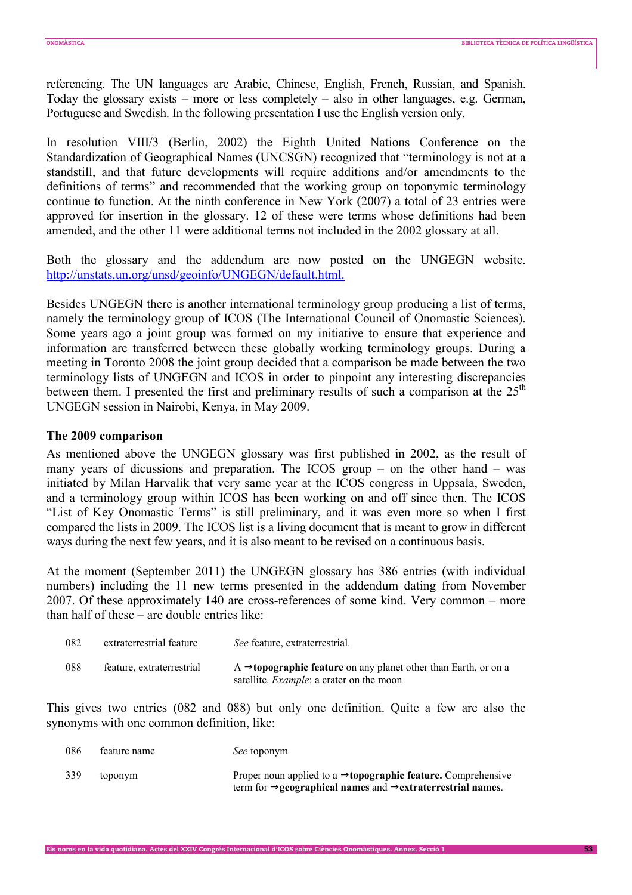referencing. The UN languages are Arabic, Chinese, English, French, Russian, and Spanish. Today the glossary exists – more or less completely – also in other languages, e.g. German, Portuguese and Swedish. In the following presentation I use the English version only.

In resolution VIII/3 (Berlin, 2002) the Eighth United Nations Conference on the Standardization of Geographical Names (UNCSGN) recognized that "terminology is not at a standstill, and that future developments will require additions and/or amendments to the definitions of terms" and recommended that the working group on toponymic terminology continue to function. At the ninth conference in New York (2007) a total of 23 entries were approved for insertion in the glossary. 12 of these were terms whose definitions had been amended, and the other 11 were additional terms not included in the 2002 glossary at all.

Both the glossary and the addendum are now posted on the UNGEGN website. http://unstats.un.org/unsd/geoinfo/UNGEGN/default.html.

Besides UNGEGN there is another international terminology group producing a list of terms, namely the terminology group of ICOS (The International Council of Onomastic Sciences). Some years ago a joint group was formed on my initiative to ensure that experience and information are transferred between these globally working terminology groups. During a meeting in Toronto 2008 the joint group decided that a comparison be made between the two terminology lists of UNGEGN and ICOS in order to pinpoint any interesting discrepancies between them. I presented the first and preliminary results of such a comparison at the 25th UNGEGN session in Nairobi, Kenya, in May 2009.

### The 2009 comparison

As mentioned above the UNGEGN glossary was first published in 2002, as the result of many years of dicussions and preparation. The ICOS group – on the other hand – was initiated by Milan Harvalík that very same year at the ICOS congress in Uppsala, Sweden, and a terminology group within ICOS has been working on and off since then. The ICOS "List of Key Onomastic Terms" is still preliminary, and it was even more so when I first compared the lists in 2009. The ICOS list is a living document that is meant to grow in different ways during the next few years, and it is also meant to be revised on a continuous basis.

At the moment (September 2011) the UNGEGN glossary has 386 entries (with individual numbers) including the 11 new terms presented in the addendum dating from November 2007. Of these approximately 140 are cross-references of some kind. Very common – more than half of these – are double entries like:

| | | |
|---|---|---|
| 082 | extraterrestrial feature | *See* feature, extraterrestrial. |
| 088 | feature, extraterrestrial | A →**topographic feature** on any planet other than Earth, or on a satellite. *Example*: a crater on the moon |

This gives two entries (082 and 088) but only one definition. Quite a few are also the synonyms with one common definition, like:

| | | |
|---|---|---|
| 086 | feature name | *See* toponym |
| 339 | toponym | Proper noun applied to a →**topographic feature.** Comprehensive term for →**geographical names** and →**extraterrestrial names**. |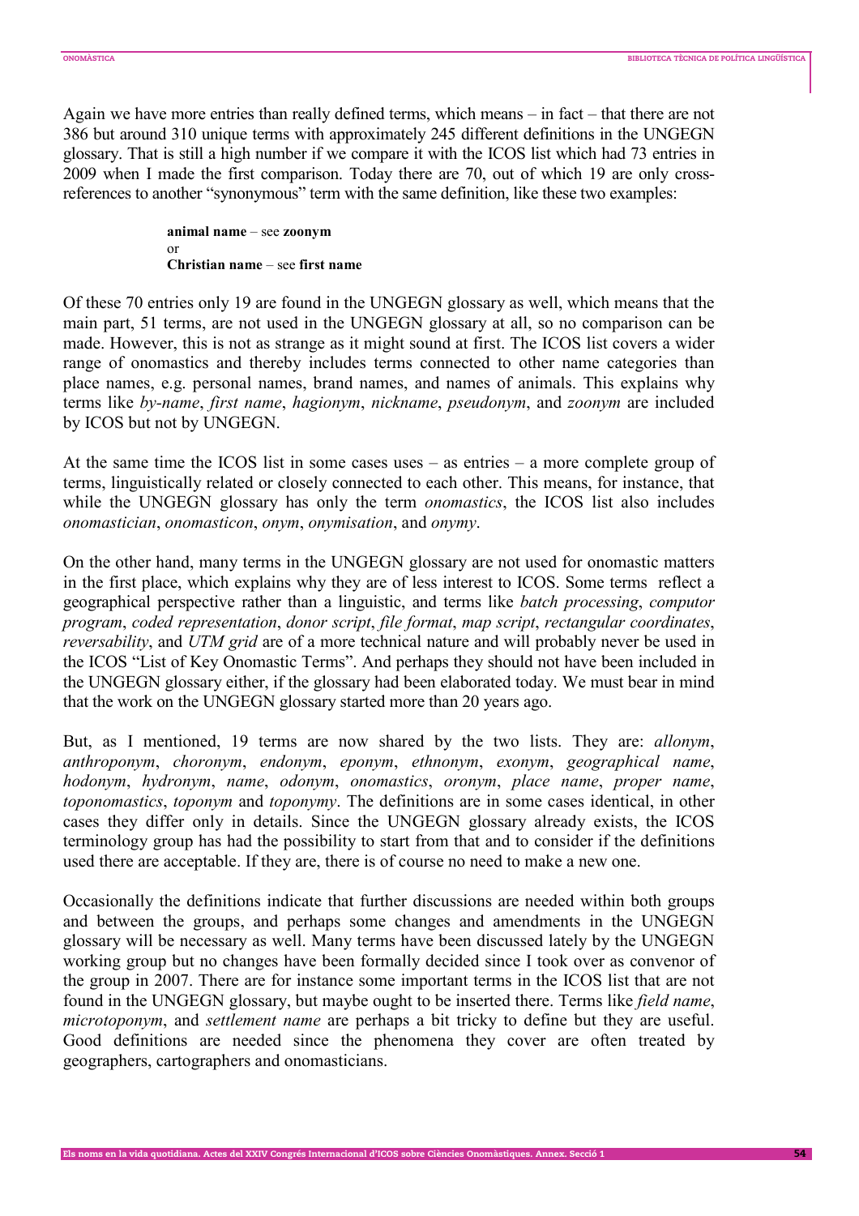Again we have more entries than really defined terms, which means – in fact – that there are not 386 but around 310 unique terms with approximately 245 different definitions in the UNGEGN glossary. That is still a high number if we compare it with the ICOS list which had 73 entries in 2009 when I made the first comparison. Today there are 70, out of which 19 are only cross-references to another "synonymous" term with the same definition, like these two examples:

> **animal name** – see **zoonym**
> or
> **Christian name** – see **first name**

Of these 70 entries only 19 are found in the UNGEGN glossary as well, which means that the main part, 51 terms, are not used in the UNGEGN glossary at all, so no comparison can be made. However, this is not as strange as it might sound at first. The ICOS list covers a wider range of onomastics and thereby includes terms connected to other name categories than place names, e.g. personal names, brand names, and names of animals. This explains why terms like *by-name*, *first name*, *hagionym*, *nickname*, *pseudonym*, and *zoonym* are included by ICOS but not by UNGEGN.

At the same time the ICOS list in some cases uses – as entries – a more complete group of terms, linguistically related or closely connected to each other. This means, for instance, that while the UNGEGN glossary has only the term *onomastics*, the ICOS list also includes *onomastician*, *onomasticon*, *onym*, *onymisation*, and *onymy*.

On the other hand, many terms in the UNGEGN glossary are not used for onomastic matters in the first place, which explains why they are of less interest to ICOS. Some terms reflect a geographical perspective rather than a linguistic, and terms like *batch processing*, *computor program*, *coded representation*, *donor script*, *file format*, *map script*, *rectangular coordinates*, *reversability*, and *UTM grid* are of a more technical nature and will probably never be used in the ICOS "List of Key Onomastic Terms". And perhaps they should not have been included in the UNGEGN glossary either, if the glossary had been elaborated today. We must bear in mind that the work on the UNGEGN glossary started more than 20 years ago.

But, as I mentioned, 19 terms are now shared by the two lists. They are: *allonym*, *anthroponym*, *choronym*, *endonym*, *eponym*, *ethnonym*, *exonym*, *geographical name*, *hodonym*, *hydronym*, *name*, *odonym*, *onomastics*, *oronym*, *place name*, *proper name*, *toponomastics*, *toponym* and *toponymy*. The definitions are in some cases identical, in other cases they differ only in details. Since the UNGEGN glossary already exists, the ICOS terminology group has had the possibility to start from that and to consider if the definitions used there are acceptable. If they are, there is of course no need to make a new one.

Occasionally the definitions indicate that further discussions are needed within both groups and between the groups, and perhaps some changes and amendments in the UNGEGN glossary will be necessary as well. Many terms have been discussed lately by the UNGEGN working group but no changes have been formally decided since I took over as convenor of the group in 2007. There are for instance some important terms in the ICOS list that are not found in the UNGEGN glossary, but maybe ought to be inserted there. Terms like *field name*, *microtoponym*, and *settlement name* are perhaps a bit tricky to define but they are useful. Good definitions are needed since the phenomena they cover are often treated by geographers, cartographers and onomasticians.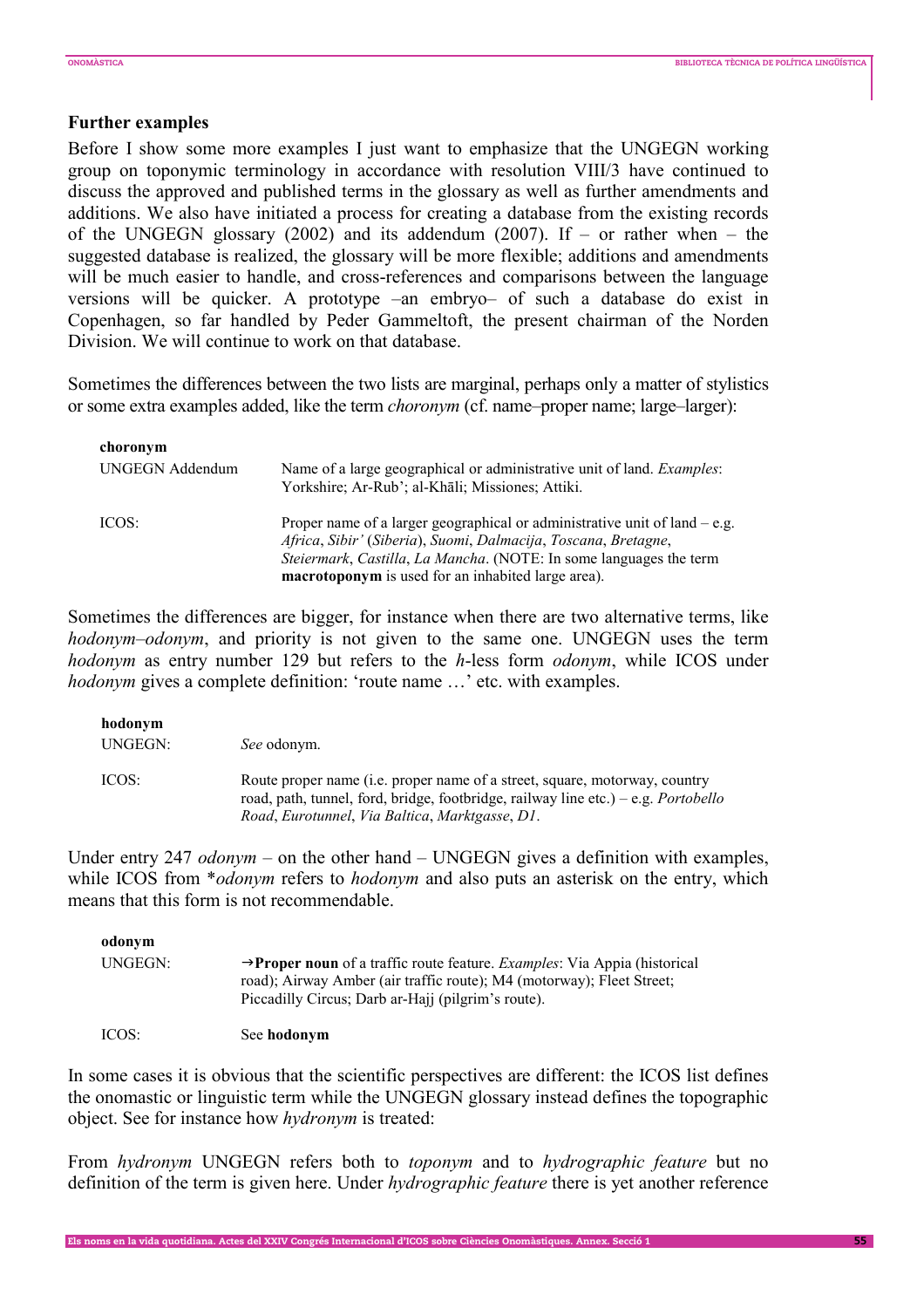### Further examples

Before I show some more examples I just want to emphasize that the UNGEGN working group on toponymic terminology in accordance with resolution VIII/3 have continued to discuss the approved and published terms in the glossary as well as further amendments and additions. We also have initiated a process for creating a database from the existing records of the UNGEGN glossary (2002) and its addendum (2007). If – or rather when – the suggested database is realized, the glossary will be more flexible; additions and amendments will be much easier to handle, and cross-references and comparisons between the language versions will be quicker. A prototype –an embryo– of such a database do exist in Copenhagen, so far handled by Peder Gammeltoft, the present chairman of the Norden Division. We will continue to work on that database.

Sometimes the differences between the two lists are marginal, perhaps only a matter of stylistics or some extra examples added, like the term *choronym* (cf. name–proper name; large–larger):

**choronym**

| | |
|---|---|
| UNGEGN Addendum | Name of a large geographical or administrative unit of land. *Examples*: Yorkshire; Ar-Rub'; al-Khālī; Missiones; Attiki. |
| ICOS: | Proper name of a larger geographical or administrative unit of land – e.g. *Africa*, *Sibir'* (*Siberia*), *Suomi*, *Dalmacija*, *Toscana*, *Bretagne*, *Steiermark*, *Castilla*, *La Mancha*. (NOTE: In some languages the term **macrotoponym** is used for an inhabited large area). |

Sometimes the differences are bigger, for instance when there are two alternative terms, like *hodonym–odonym*, and priority is not given to the same one. UNGEGN uses the term *hodonym* as entry number 129 but refers to the *h*-less form *odonym*, while ICOS under *hodonym* gives a complete definition: 'route name …' etc. with examples.

**hodonym**

| | |
|---|---|
| UNGEGN: | *See* odonym. |
| ICOS: | Route proper name (i.e. proper name of a street, square, motorway, country road, path, tunnel, ford, bridge, footbridge, railway line etc.) – e.g. *Portobello Road*, *Eurotunnel*, *Via Baltica*, *Marktgasse*, *D1*. |

Under entry 247 *odonym* – on the other hand – UNGEGN gives a definition with examples, while ICOS from \**odonym* refers to *hodonym* and also puts an asterisk on the entry, which means that this form is not recommendable.

**odonym**

| | |
|---|---|
| UNGEGN: | →**Proper noun** of a traffic route feature. *Examples*: Via Appia (historical road); Airway Amber (air traffic route); M4 (motorway); Fleet Street; Piccadilly Circus; Darb ar-Hajj (pilgrim's route). |
| ICOS: | See **hodonym** |

In some cases it is obvious that the scientific perspectives are different: the ICOS list defines the onomastic or linguistic term while the UNGEGN glossary instead defines the topographic object. See for instance how *hydronym* is treated:

From *hydronym* UNGEGN refers both to *toponym* and to *hydrographic feature* but no definition of the term is given here. Under *hydrographic feature* there is yet another reference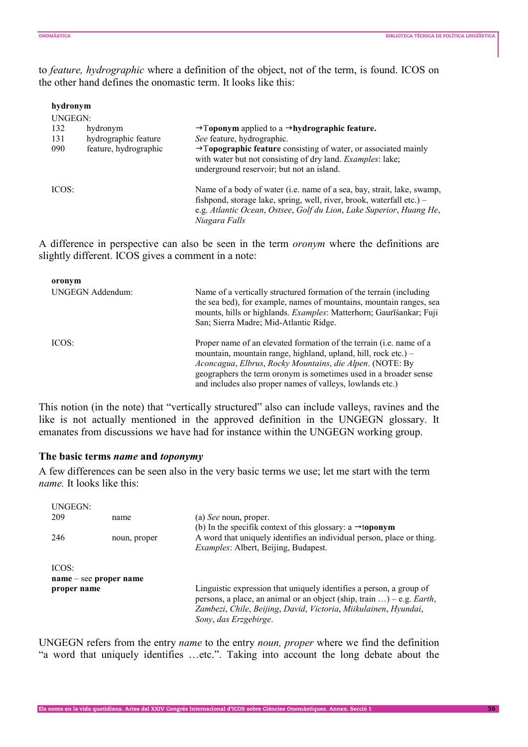to *feature, hydrographic* where a definition of the object, not of the term, is found. ICOS on the other hand defines the onomastic term. It looks like this:

**hydronym**

| UNGEGN: | | |
|---|---|---|
| 132 | hydronym | →**Toponym** applied to a →**hydrographic feature.** |
| 131 | hydrographic feature | *See* feature, hydrographic. |
| 090 | feature, hydrographic | →**Topographic feature** consisting of water, or associated mainly with water but not consisting of dry land. *Examples*: lake; underground reservoir; but not an island. |
| ICOS: | | Name of a body of water (i.e. name of a sea, bay, strait, lake, swamp, fishpond, storage lake, spring, well, river, brook, waterfall etc.) – e.g. *Atlantic Ocean*, *Ostsee*, *Golf du Lion*, *Lake Superior*, *Huang He*, *Niagara Falls* |

A difference in perspective can also be seen in the term *oronym* where the definitions are slightly different. ICOS gives a comment in a note:

**oronym**

| | |
|---|---|
| UNGEGN Addendum: | Name of a vertically structured formation of the terrain (including the sea bed), for example, names of mountains, mountain ranges, sea mounts, hills or highlands. *Examples*: Matterhorn; Gaurīśankar; Fuji San; Sierra Madre; Mid-Atlantic Ridge. |
| ICOS: | Proper name of an elevated formation of the terrain (i.e. name of a mountain, mountain range, highland, upland, hill, rock etc.) – *Aconcagua*, *Elbrus*, *Rocky Mountains*, *die Alpen*. (NOTE: By geographers the term oronym is sometimes used in a broader sense and includes also proper names of valleys, lowlands etc.) |

This notion (in the note) that "vertically structured" also can include valleys, ravines and the like is not actually mentioned in the approved definition in the UNGEGN glossary. It emanates from discussions we have had for instance within the UNGEGN working group.

### The basic terms *name* and *toponymy*

A few differences can be seen also in the very basic terms we use; let me start with the term *name.* It looks like this:

| UNGEGN: | | |
|---|---|---|
| 209 | name | (a) *See* noun, proper.<br>(b) In the specifik context of this glossary: a →**toponym** |
| 246 | noun, proper | A word that uniquely identifies an individual person, place or thing. *Examples*: Albert, Beijing, Budapest. |
| ICOS: | | |
| **name** – see **proper name** | | |
| **proper name** | | Linguistic expression that uniquely identifies a person, a group of persons, a place, an animal or an object (ship, train …) – e.g. *Earth*, *Zambezi*, *Chile*, *Beijing*, *David*, *Victoria*, *Miikulainen*, *Hyundai*, *Sony*, *das Erzgebirge*. |

UNGEGN refers from the entry *name* to the entry *noun, proper* where we find the definition "a word that uniquely identifies …etc.". Taking into account the long debate about the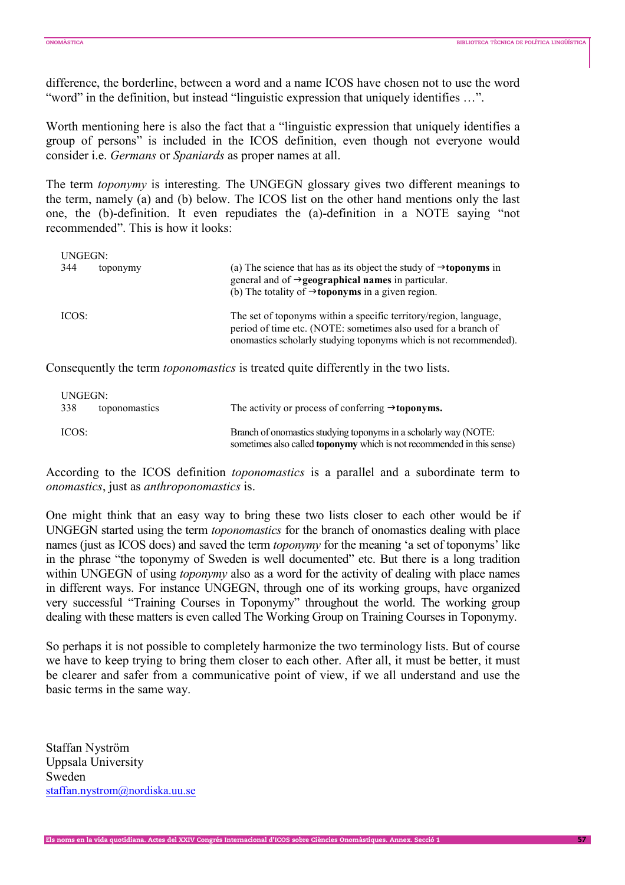difference, the borderline, between a word and a name ICOS have chosen not to use the word "word" in the definition, but instead "linguistic expression that uniquely identifies …".

Worth mentioning here is also the fact that a "linguistic expression that uniquely identifies a group of persons" is included in the ICOS definition, even though not everyone would consider i.e. *Germans* or *Spaniards* as proper names at all.

The term *toponymy* is interesting. The UNGEGN glossary gives two different meanings to the term, namely (a) and (b) below. The ICOS list on the other hand mentions only the last one, the (b)-definition. It even repudiates the (a)-definition in a NOTE saying "not recommended". This is how it looks:

| | | |
|---|---|---|
| UNGEGN: | | |
| 344 | toponymy | (a) The science that has as its object the study of →**toponyms** in general and of →**geographical names** in particular.<br>(b) The totality of →**toponyms** in a given region. |
| ICOS: | | The set of toponyms within a specific territory/region, language, period of time etc. (NOTE: sometimes also used for a branch of onomastics scholarly studying toponyms which is not recommended). |

Consequently the term *toponomastics* is treated quite differently in the two lists.

| | | |
|---|---|---|
| UNGEGN: | | |
| 338 | toponomastics | The activity or process of conferring →**toponyms.** |
| ICOS: | | Branch of onomastics studying toponyms in a scholarly way (NOTE: sometimes also called **toponymy** which is not recommended in this sense) |

According to the ICOS definition *toponomastics* is a parallel and a subordinate term to *onomastics*, just as *anthroponomastics* is.

One might think that an easy way to bring these two lists closer to each other would be if UNGEGN started using the term *toponomastics* for the branch of onomastics dealing with place names (just as ICOS does) and saved the term *toponymy* for the meaning 'a set of toponyms' like in the phrase "the toponymy of Sweden is well documented" etc. But there is a long tradition within UNGEGN of using *toponymy* also as a word for the activity of dealing with place names in different ways. For instance UNGEGN, through one of its working groups, have organized very successful "Training Courses in Toponymy" throughout the world. The working group dealing with these matters is even called The Working Group on Training Courses in Toponymy.

So perhaps it is not possible to completely harmonize the two terminology lists. But of course we have to keep trying to bring them closer to each other. After all, it must be better, it must be clearer and safer from a communicative point of view, if we all understand and use the basic terms in the same way.

Staffan Nyström
Uppsala University
Sweden
staffan.nystrom@nordiska.uu.se